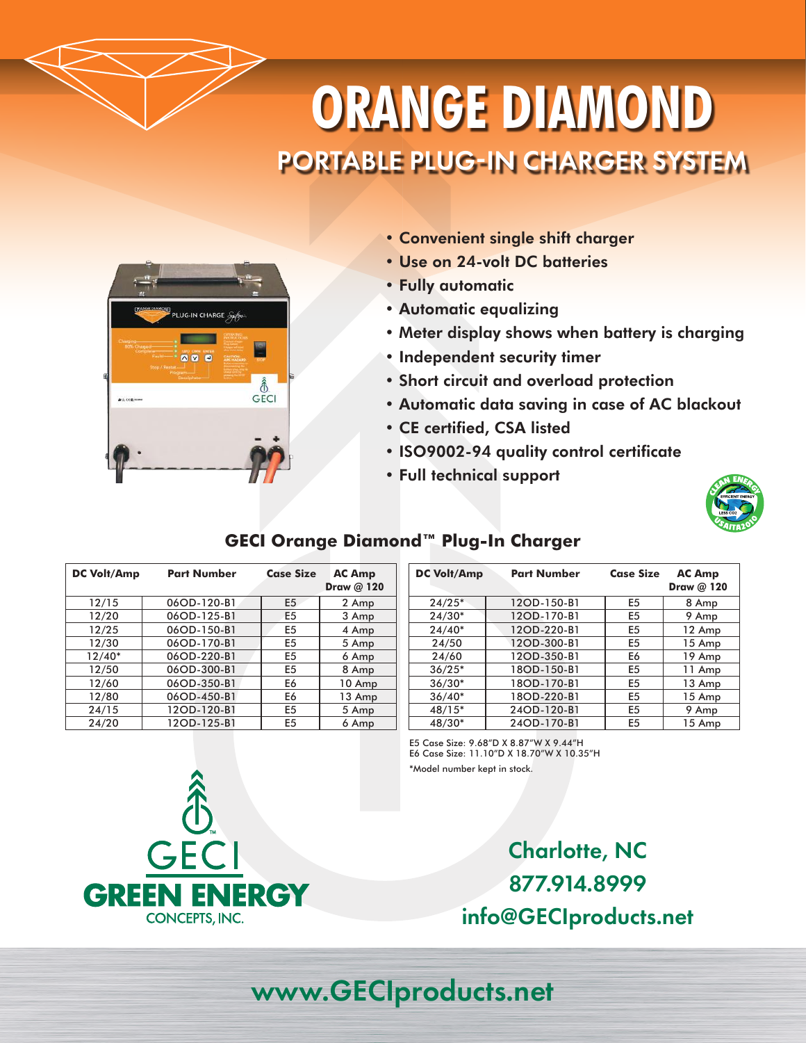# ORANGE DIAMOND

## PORTABLE PLUG-IN CHARGER SYSTEM

- Convenient single shift charger
- Use on 24-volt DC batteries
- Fully automatic
- Automatic equalizing
- Meter display shows when battery is charging
- Independent security timer
- Short circuit and overload protection
- Automatic data saving in case of AC blackout
- CE certified, CSA listed
- ISO9002-94 quality control certificate
- Full technical support

### GECI Orange Diamond™ Plug-In Charger

| DC Volt/Amp | Part Number | Case Size | AC Amp Draw @ 120 |
|---|---|---|---|
| 12/15 | 06OD-120-B1 | E5 | 2 Amp |
| 12/20 | 06OD-125-B1 | E5 | 3 Amp |
| 12/25 | 06OD-150-B1 | E5 | 4 Amp |
| 12/30 | 06OD-170-B1 | E5 | 5 Amp |
| 12/40* | 06OD-220-B1 | E5 | 6 Amp |
| 12/50 | 06OD-300-B1 | E5 | 8 Amp |
| 12/60 | 06OD-350-B1 | E6 | 10 Amp |
| 12/80 | 06OD-450-B1 | E6 | 13 Amp |
| 24/15 | 12OD-120-B1 | E5 | 5 Amp |
| 24/20 | 12OD-125-B1 | E5 | 6 Amp |

| DC Volt/Amp | Part Number | Case Size | AC Amp Draw @ 120 |
|---|---|---|---|
| 24/25* | 12OD-150-B1 | E5 | 8 Amp |
| 24/30* | 12OD-170-B1 | E5 | 9 Amp |
| 24/40* | 12OD-220-B1 | E5 | 12 Amp |
| 24/50 | 12OD-300-B1 | E5 | 15 Amp |
| 24/60 | 12OD-350-B1 | E6 | 19 Amp |
| 36/25* | 18OD-150-B1 | E5 | 11 Amp |
| 36/30* | 18OD-170-B1 | E5 | 13 Amp |
| 36/40* | 18OD-220-B1 | E5 | 15 Amp |
| 48/15* | 24OD-120-B1 | E5 | 9 Amp |
| 48/30* | 24OD-170-B1 | E5 | 15 Amp |

E5 Case Size: 9.68"D X 8.87"W X 9.44"H
E6 Case Size: 11.10"D X 18.70"W X 10.35"H

*Model number kept in stock.

GECI
GREEN ENERGY
CONCEPTS, INC.

Charlotte, NC
877.914.8999
info@GECIproducts.net

www.GECIproducts.net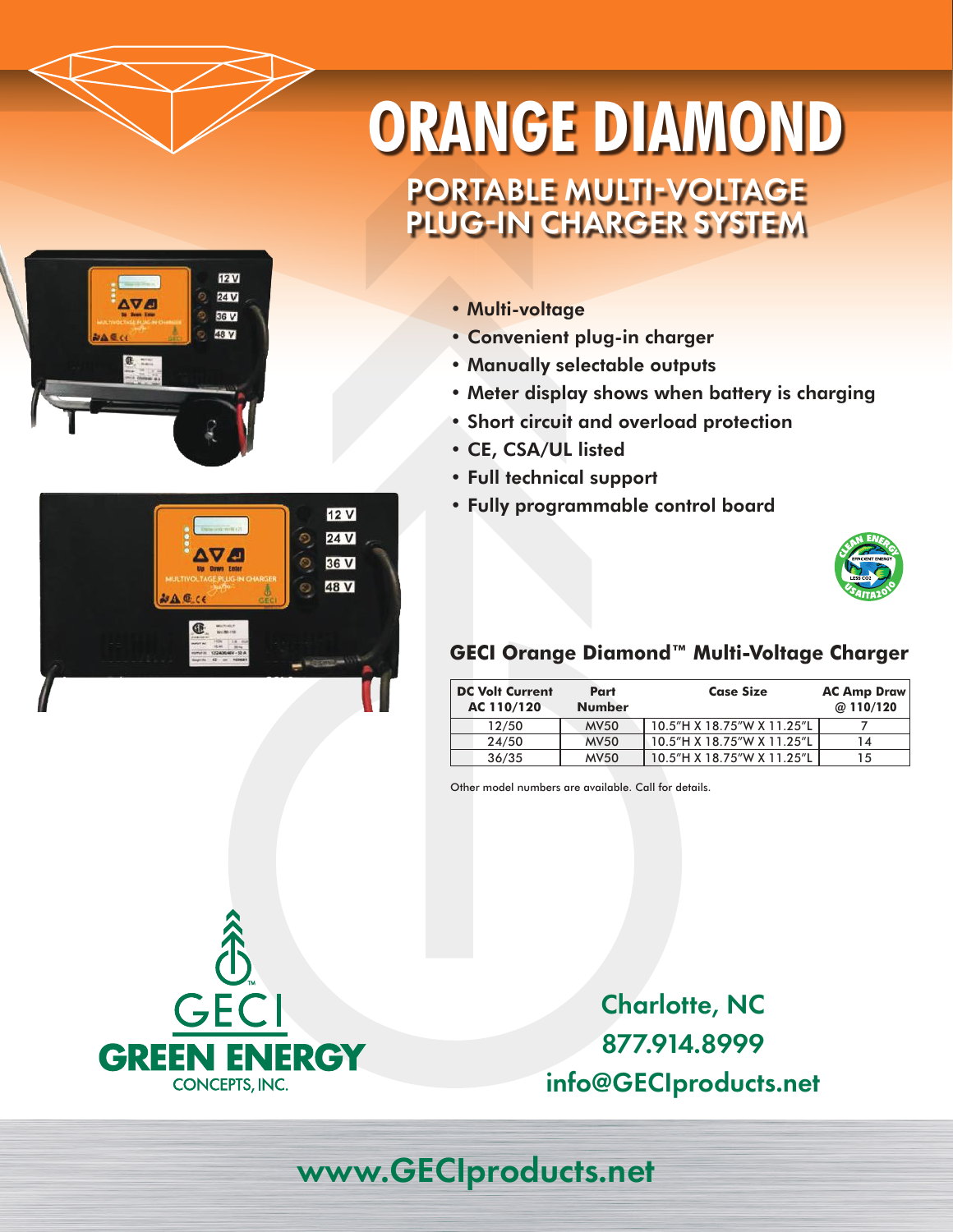# ORANGE DIAMOND

## PORTABLE MULTI-VOLTAGE PLUG-IN CHARGER SYSTEM

- Multi-voltage
- Convenient plug-in charger
- Manually selectable outputs
- Meter display shows when battery is charging
- Short circuit and overload protection
- CE, CSA/UL listed
- Full technical support
- Fully programmable control board

### GECI Orange Diamond™ Multi-Voltage Charger

| DC Volt Current AC 110/120 | Part Number | Case Size | AC Amp Draw @ 110/120 |
|---|---|---|---|
| 12/50 | MV50 | 10.5"H X 18.75"W X 11.25"L | 7 |
| 24/50 | MV50 | 10.5"H X 18.75"W X 11.25"L | 14 |
| 36/35 | MV50 | 10.5"H X 18.75"W X 11.25"L | 15 |

Other model numbers are available. Call for details.

GECI
GREEN ENERGY
CONCEPTS, INC.

Charlotte, NC
877.914.8999
info@GECIproducts.net

www.GECIproducts.net